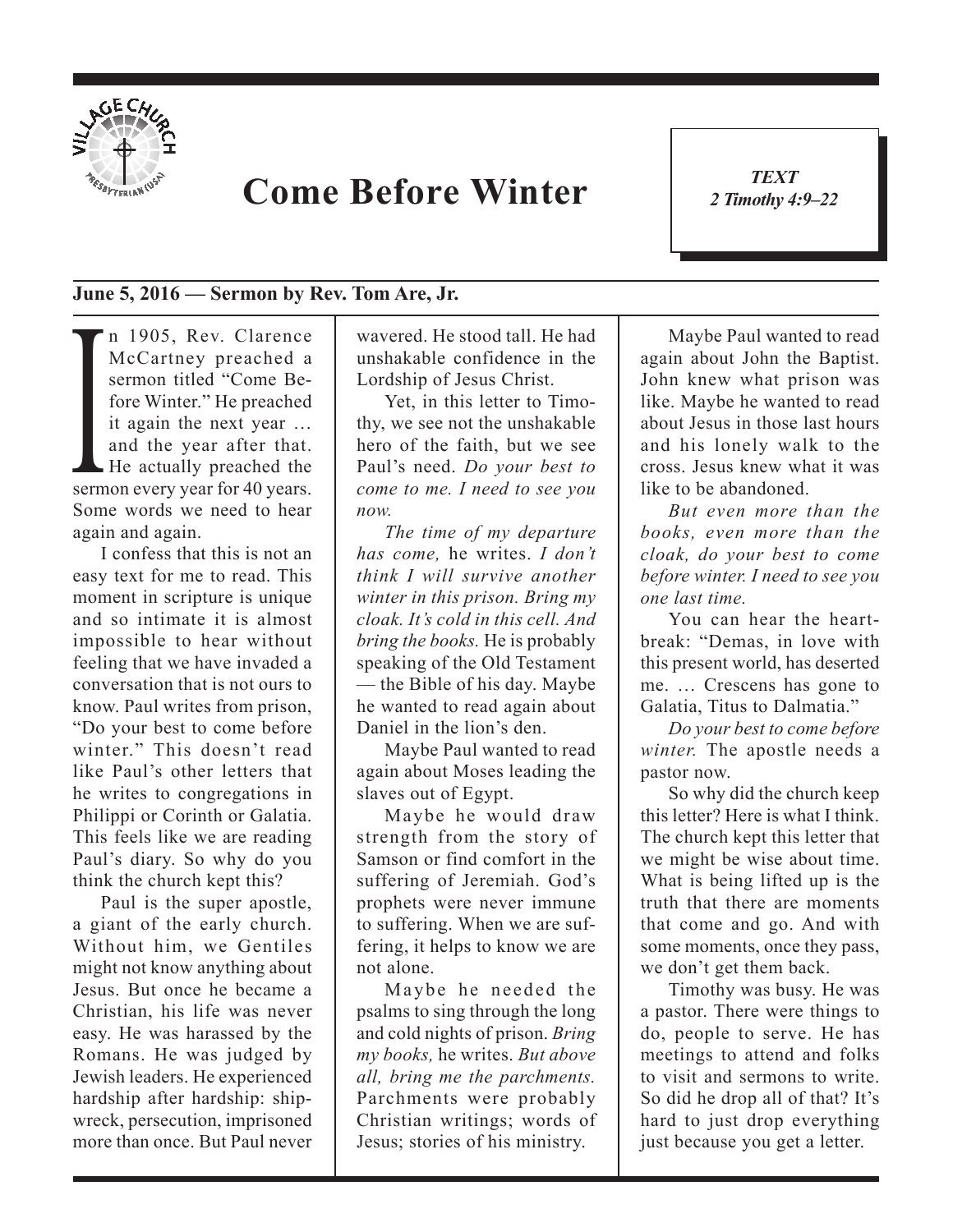# Come Before Winter

***TEXT***
***2 Timothy 4:9–22***

**June 5, 2016 — Sermon by Rev. Tom Are, Jr.**

In 1905, Rev. Clarence McCartney preached a sermon titled "Come Before Winter." He preached it again the next year … and the year after that. He actually preached the sermon every year for 40 years. Some words we need to hear again and again.

I confess that this is not an easy text for me to read. This moment in scripture is unique and so intimate it is almost impossible to hear without feeling that we have invaded a conversation that is not ours to know. Paul writes from prison, "Do your best to come before winter." This doesn't read like Paul's other letters that he writes to congregations in Philippi or Corinth or Galatia. This feels like we are reading Paul's diary. So why do you think the church kept this?

Paul is the super apostle, a giant of the early church. Without him, we Gentiles might not know anything about Jesus. But once he became a Christian, his life was never easy. He was harassed by the Romans. He was judged by Jewish leaders. He experienced hardship after hardship: shipwreck, persecution, imprisoned more than once. But Paul never wavered. He stood tall. He had unshakable confidence in the Lordship of Jesus Christ.

Yet, in this letter to Timothy, we see not the unshakable hero of the faith, but we see Paul's need. *Do your best to come to me. I need to see you now.*

*The time of my departure has come,* he writes. *I don't think I will survive another winter in this prison. Bring my cloak. It's cold in this cell. And bring the books.* He is probably speaking of the Old Testament — the Bible of his day. Maybe he wanted to read again about Daniel in the lion's den.

Maybe Paul wanted to read again about Moses leading the slaves out of Egypt.

Maybe he would draw strength from the story of Samson or find comfort in the suffering of Jeremiah. God's prophets were never immune to suffering. When we are suffering, it helps to know we are not alone.

Maybe he needed the psalms to sing through the long and cold nights of prison. *Bring my books,* he writes. *But above all, bring me the parchments.* Parchments were probably Christian writings; words of Jesus; stories of his ministry.

Maybe Paul wanted to read again about John the Baptist. John knew what prison was like. Maybe he wanted to read about Jesus in those last hours and his lonely walk to the cross. Jesus knew what it was like to be abandoned.

*But even more than the books, even more than the cloak, do your best to come before winter. I need to see you one last time.*

You can hear the heartbreak: "Demas, in love with this present world, has deserted me. … Crescens has gone to Galatia, Titus to Dalmatia."

*Do your best to come before winter.* The apostle needs a pastor now.

So why did the church keep this letter? Here is what I think. The church kept this letter that we might be wise about time. What is being lifted up is the truth that there are moments that come and go. And with some moments, once they pass, we don't get them back.

Timothy was busy. He was a pastor. There were things to do, people to serve. He has meetings to attend and folks to visit and sermons to write. So did he drop all of that? It's hard to just drop everything just because you get a letter.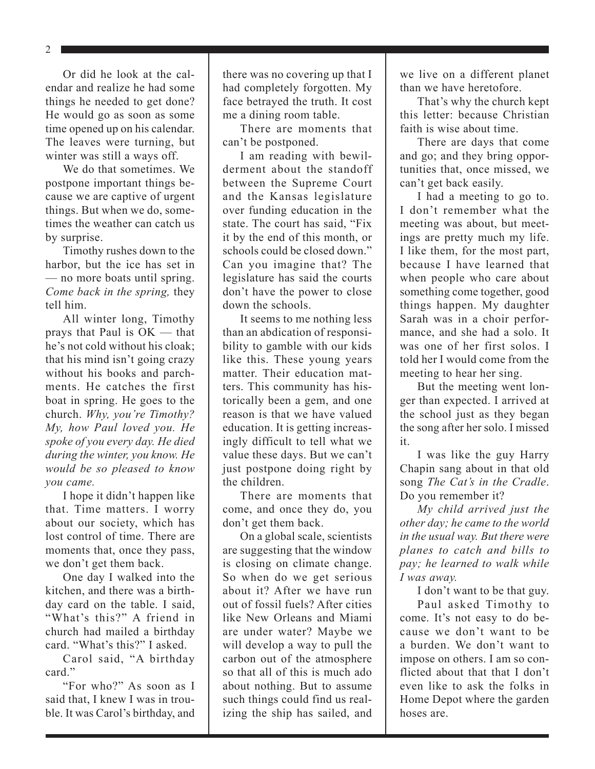Or did he look at the calendar and realize he had some things he needed to get done? He would go as soon as some time opened up on his calendar. The leaves were turning, but winter was still a ways off.

We do that sometimes. We postpone important things because we are captive of urgent things. But when we do, sometimes the weather can catch us by surprise.

Timothy rushes down to the harbor, but the ice has set in — no more boats until spring. *Come back in the spring,* they tell him.

All winter long, Timothy prays that Paul is OK — that he's not cold without his cloak; that his mind isn't going crazy without his books and parchments. He catches the first boat in spring. He goes to the church. *Why, you're Timothy? My, how Paul loved you. He spoke of you every day. He died during the winter, you know. He would be so pleased to know you came.*

I hope it didn't happen like that. Time matters. I worry about our society, which has lost control of time. There are moments that, once they pass, we don't get them back.

One day I walked into the kitchen, and there was a birthday card on the table. I said, "What's this?" A friend in church had mailed a birthday card. "What's this?" I asked.

Carol said, "A birthday card."

"For who?" As soon as I said that, I knew I was in trouble. It was Carol's birthday, and there was no covering up that I had completely forgotten. My face betrayed the truth. It cost me a dining room table.

There are moments that can't be postponed.

I am reading with bewilderment about the standoff between the Supreme Court and the Kansas legislature over funding education in the state. The court has said, "Fix it by the end of this month, or schools could be closed down." Can you imagine that? The legislature has said the courts don't have the power to close down the schools.

It seems to me nothing less than an abdication of responsibility to gamble with our kids like this. These young years matter. Their education matters. This community has historically been a gem, and one reason is that we have valued education. It is getting increasingly difficult to tell what we value these days. But we can't just postpone doing right by the children.

There are moments that come, and once they do, you don't get them back.

On a global scale, scientists are suggesting that the window is closing on climate change. So when do we get serious about it? After we have run out of fossil fuels? After cities like New Orleans and Miami are under water? Maybe we will develop a way to pull the carbon out of the atmosphere so that all of this is much ado about nothing. But to assume such things could find us realizing the ship has sailed, and we live on a different planet than we have heretofore.

That's why the church kept this letter: because Christian faith is wise about time.

There are days that come and go; and they bring opportunities that, once missed, we can't get back easily.

I had a meeting to go to. I don't remember what the meeting was about, but meetings are pretty much my life. I like them, for the most part, because I have learned that when people who care about something come together, good things happen. My daughter Sarah was in a choir performance, and she had a solo. It was one of her first solos. I told her I would come from the meeting to hear her sing.

But the meeting went longer than expected. I arrived at the school just as they began the song after her solo. I missed it.

I was like the guy Harry Chapin sang about in that old song *The Cat's in the Cradle*. Do you remember it?

*My child arrived just the other day; he came to the world in the usual way. But there were planes to catch and bills to pay; he learned to walk while I was away.*

I don't want to be that guy.

Paul asked Timothy to come. It's not easy to do because we don't want to be a burden. We don't want to impose on others. I am so conflicted about that that I don't even like to ask the folks in Home Depot where the garden hoses are.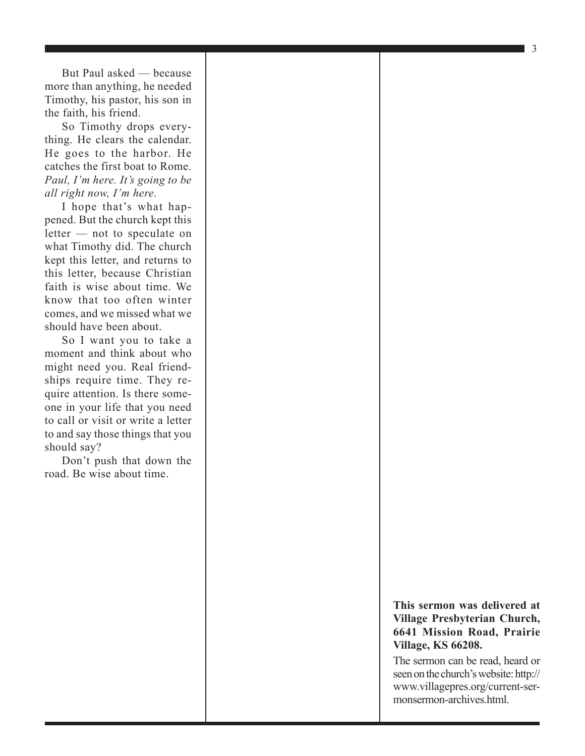But Paul asked — because more than anything, he needed Timothy, his pastor, his son in the faith, his friend.

So Timothy drops everything. He clears the calendar. He goes to the harbor. He catches the first boat to Rome. *Paul, I'm here. It's going to be all right now, I'm here.*

I hope that's what happened. But the church kept this letter — not to speculate on what Timothy did. The church kept this letter, and returns to this letter, because Christian faith is wise about time. We know that too often winter comes, and we missed what we should have been about.

So I want you to take a moment and think about who might need you. Real friendships require time. They require attention. Is there someone in your life that you need to call or visit or write a letter to and say those things that you should say?

Don't push that down the road. Be wise about time.

**This sermon was delivered at Village Presbyterian Church, 6641 Mission Road, Prairie Village, KS 66208.**

The sermon can be read, heard or seen on the church's website: http://www.villagepres.org/current-sermonsermon-archives.html.